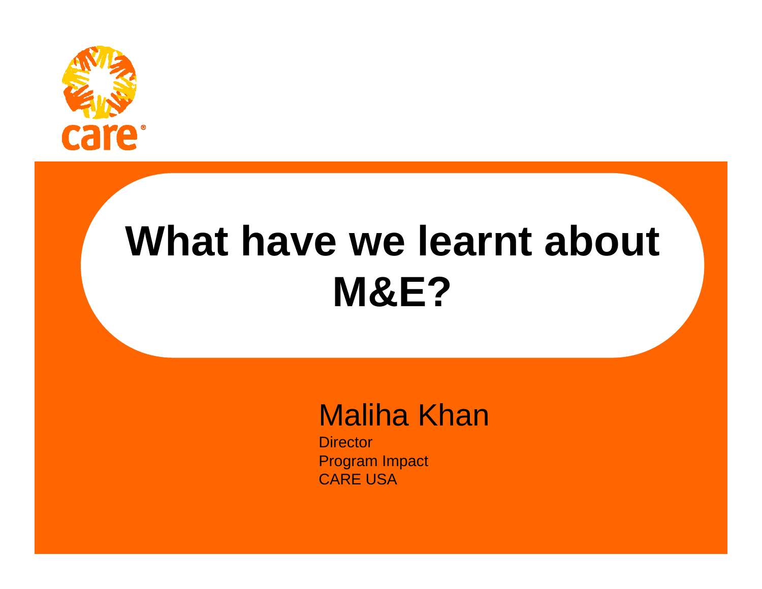care

# What have we learnt about M&E?

Maliha Khan

Director
Program Impact
CARE USA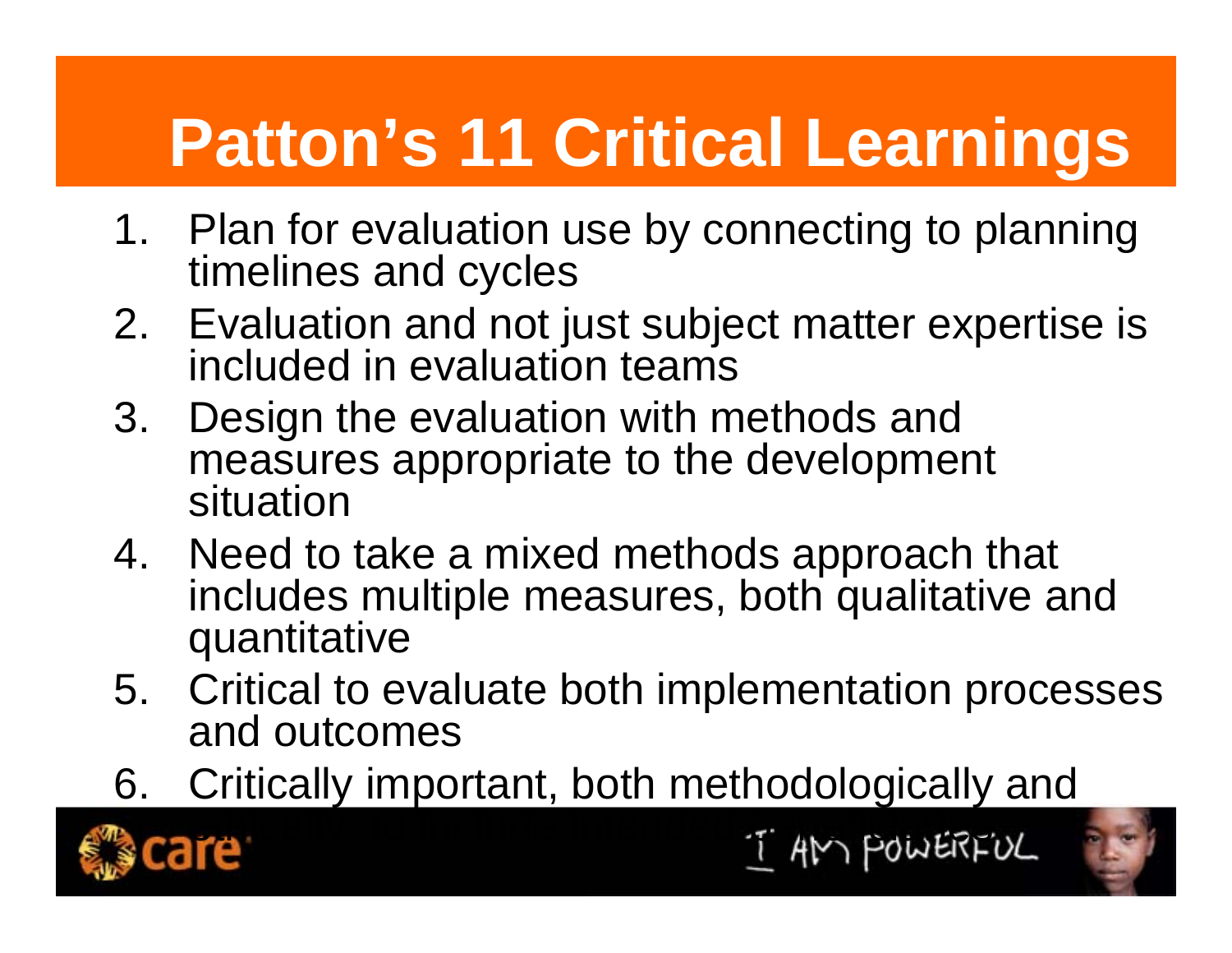# Patton's 11 Critical Learnings

1. Plan for evaluation use by connecting to planning timelines and cycles
2. Evaluation and not just subject matter expertise is included in evaluation teams
3. Design the evaluation with methods and measures appropriate to the development situation
4. Need to take a mixed methods approach that includes multiple measures, both qualitative and quantitative
5. Critical to evaluate both implementation processes and outcomes
6. Critically important, both methodologically and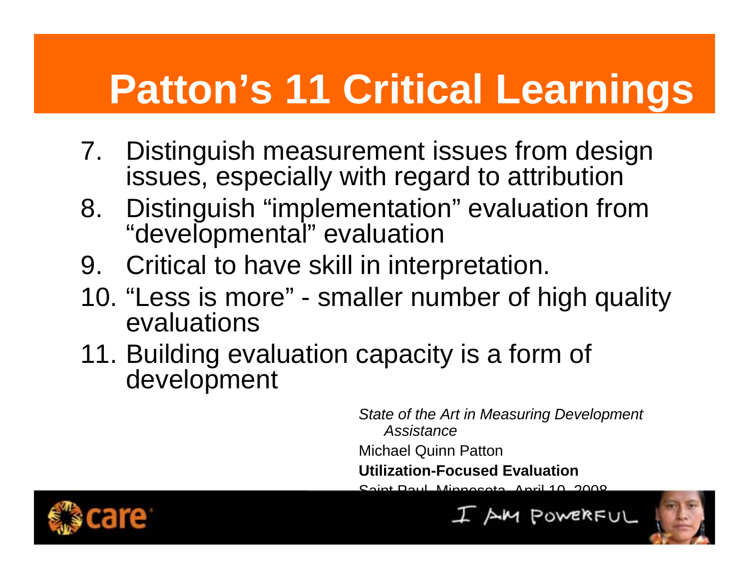# Patton's 11 Critical Learnings

7. Distinguish measurement issues from design issues, especially with regard to attribution
8. Distinguish "implementation" evaluation from "developmental" evaluation
9. Critical to have skill in interpretation.
10. "Less is more" - smaller number of high quality evaluations
11. Building evaluation capacity is a form of development

*State of the Art in Measuring Development Assistance*

Michael Quinn Patton

**Utilization-Focused Evaluation**

Saint Paul, Minnesota, April 10, 2008

I AM POWERFUL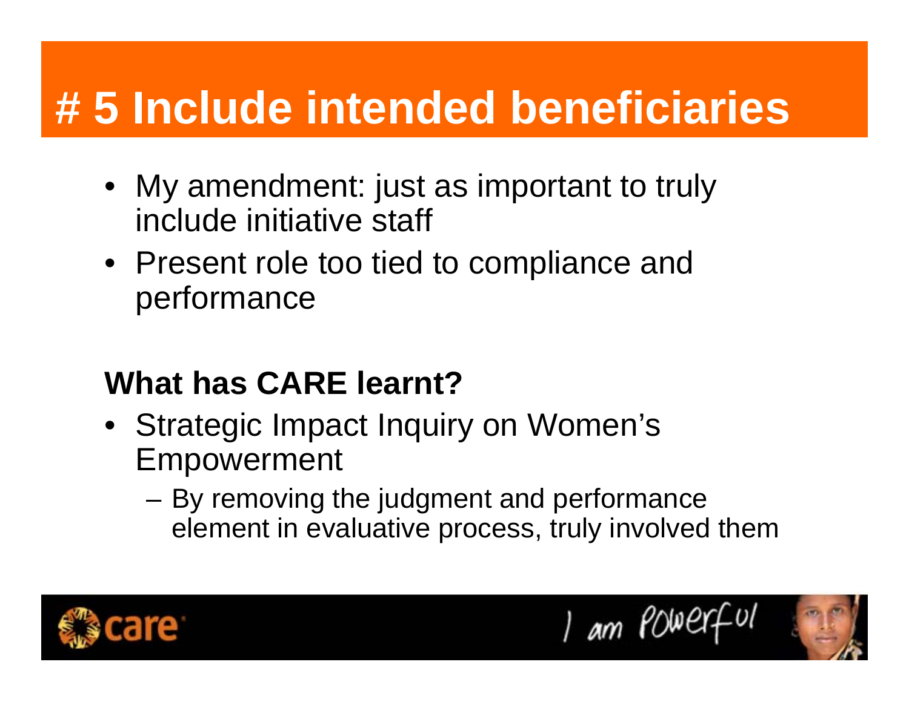# # 5 Include intended beneficiaries

- My amendment: just as important to truly include initiative staff
- Present role too tied to compliance and performance

## What has CARE learnt?

- Strategic Impact Inquiry on Women's Empowerment
  - By removing the judgment and performance element in evaluative process, truly involved them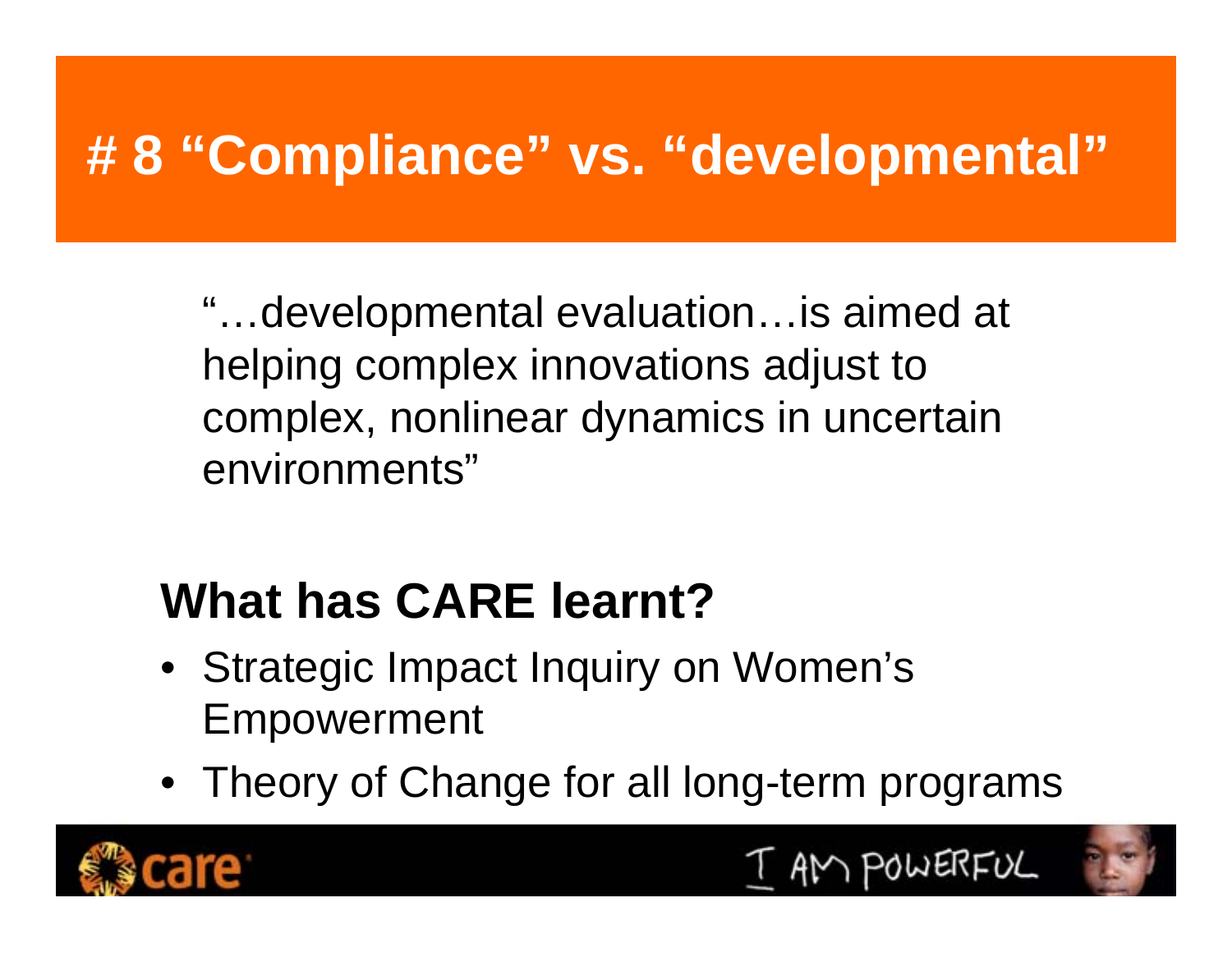# # 8 “Compliance” vs. “developmental”

“…developmental evaluation…is aimed at helping complex innovations adjust to complex, nonlinear dynamics in uncertain environments”

## What has CARE learnt?

- Strategic Impact Inquiry on Women’s Empowerment
- Theory of Change for all long-term programs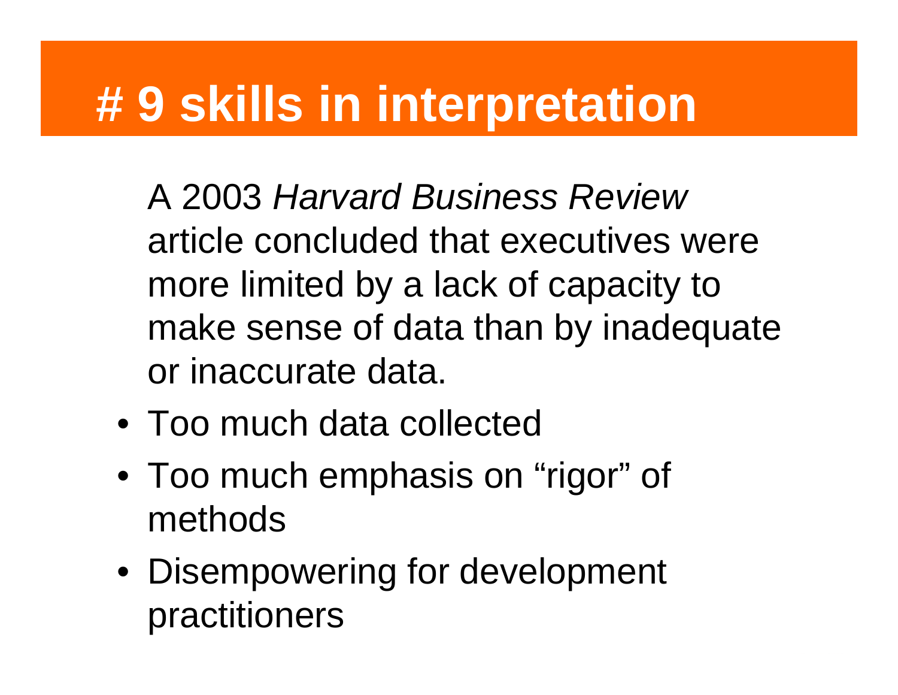# # 9 skills in interpretation

A 2003 *Harvard Business Review* article concluded that executives were more limited by a lack of capacity to make sense of data than by inadequate or inaccurate data.

- Too much data collected
- Too much emphasis on “rigor” of methods
- Disempowering for development practitioners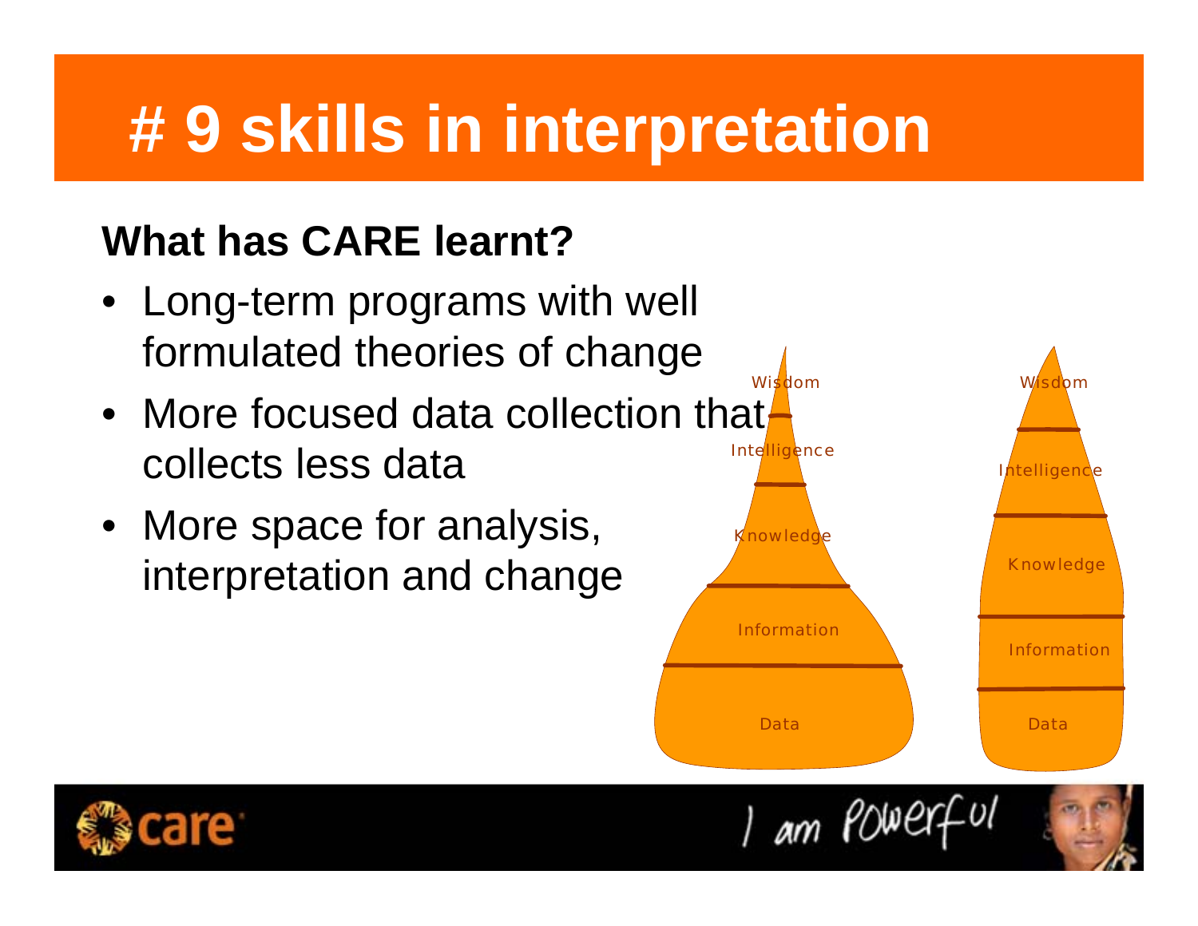# # 9 skills in interpretation

## What has CARE learnt?

- Long-term programs with well formulated theories of change
- More focused data collection that collects less data
- More space for analysis, interpretation and change

Wisdom
Intelligence
Knowledge
Information
Data

Wisdom
Intelligence
Knowledge
Information
Data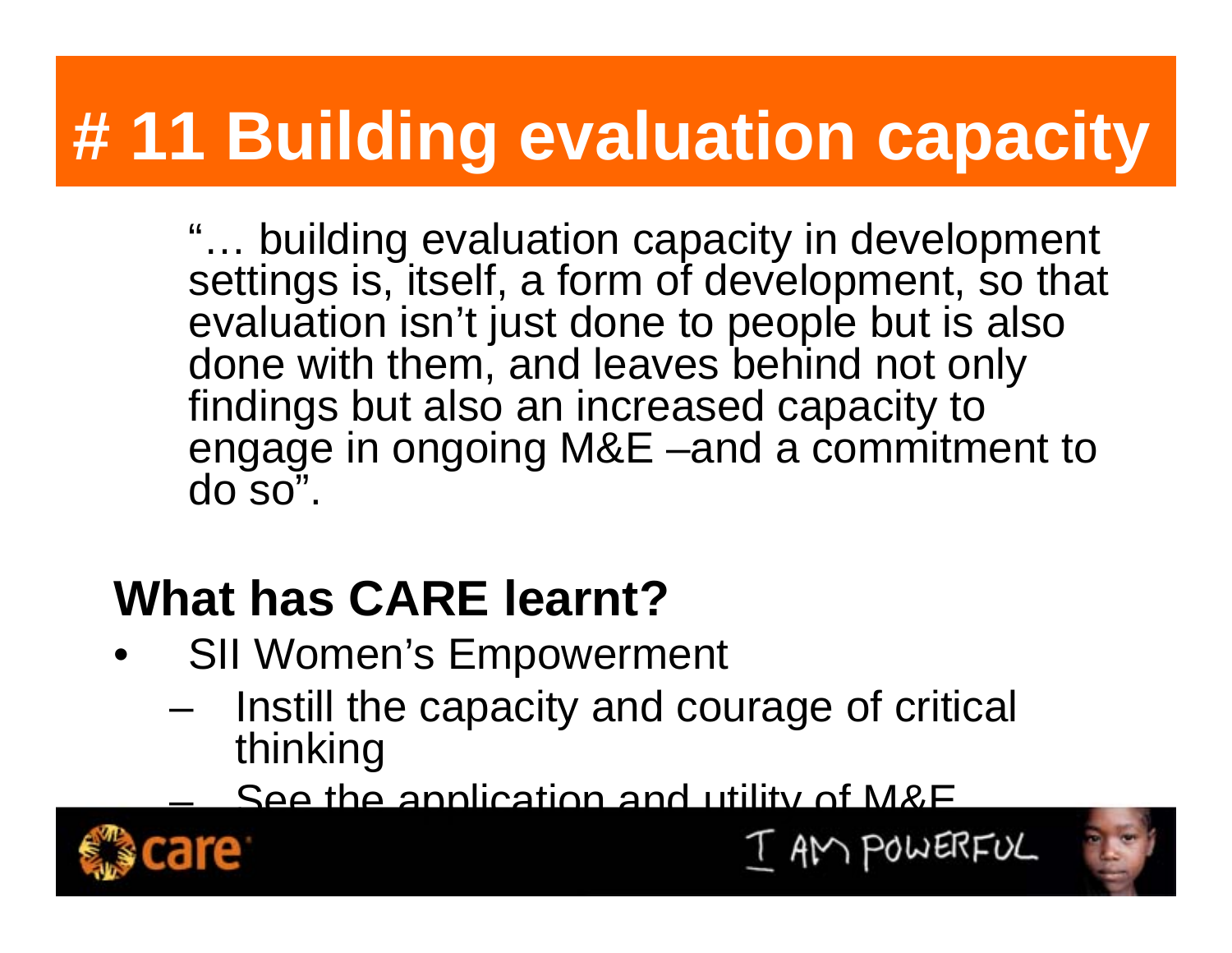# # 11 Building evaluation capacity

"… building evaluation capacity in development settings is, itself, a form of development, so that evaluation isn't just done to people but is also done with them, and leaves behind not only findings but also an increased capacity to engage in ongoing M&E –and a commitment to do so".

## What has CARE learnt?

- SII Women's Empowerment
  - Instill the capacity and courage of critical thinking
  - See the application and utility of M&E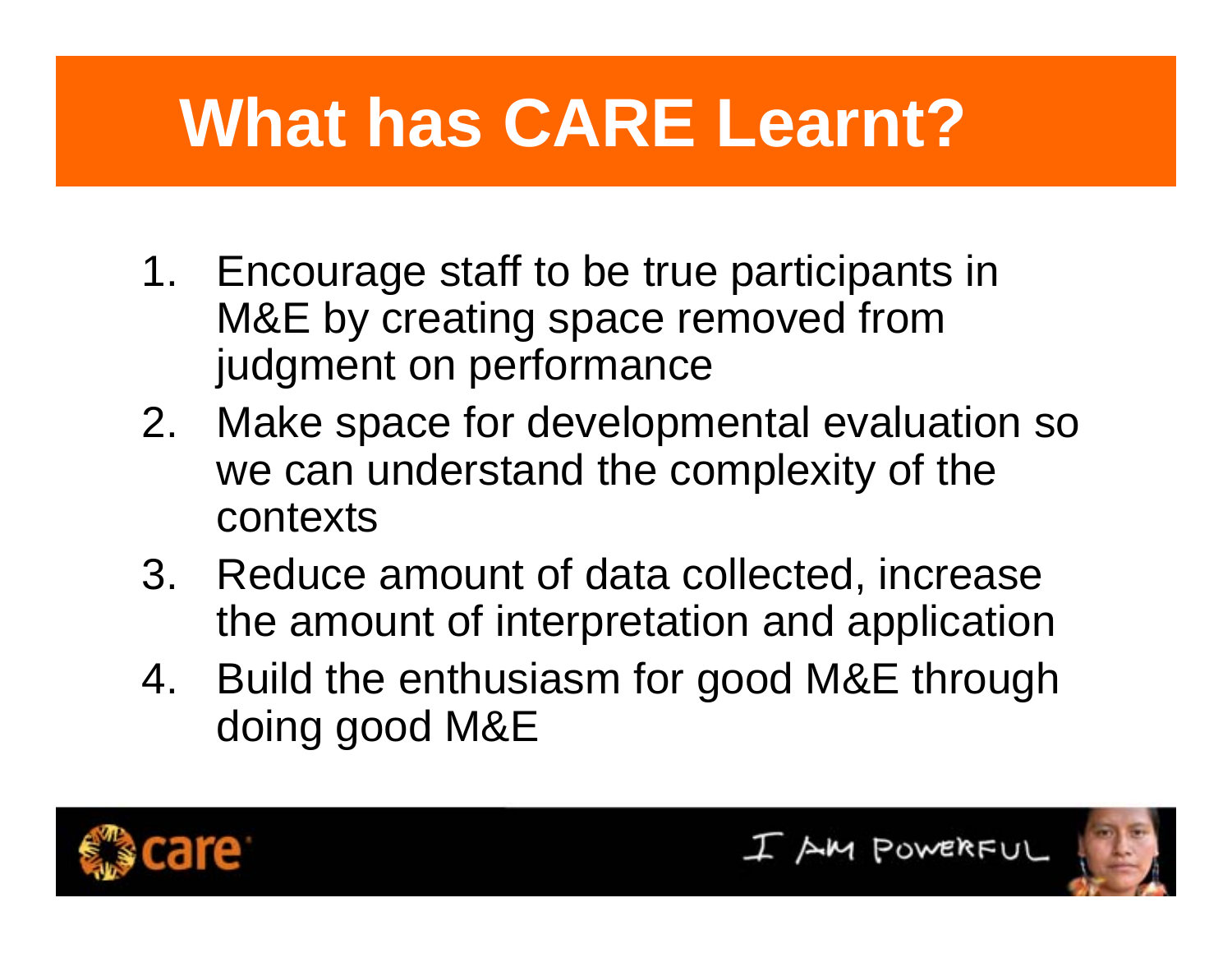# What has CARE Learnt?

1. Encourage staff to be true participants in M&E by creating space removed from judgment on performance
2. Make space for developmental evaluation so we can understand the complexity of the contexts
3. Reduce amount of data collected, increase the amount of interpretation and application
4. Build the enthusiasm for good M&E through doing good M&E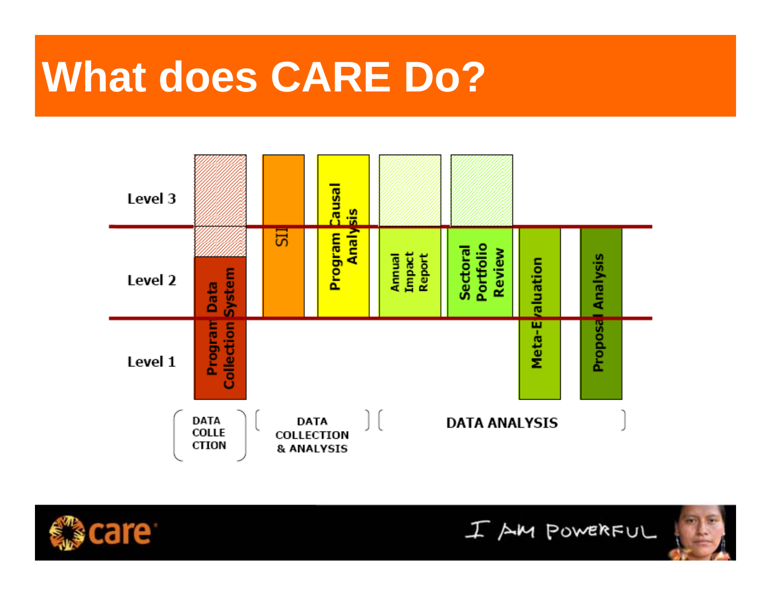# What does CARE Do?

Level 3

Level 2

Level 1

Program Data Collection System

SII

Program Causal Analysis

Annual Impact Report

Sectoral Portfolio Review

Meta-Evaluation

Proposal Analysis

DATA COLLECTION

DATA COLLECTION & ANALYSIS

DATA ANALYSIS

care

I AM POWERFUL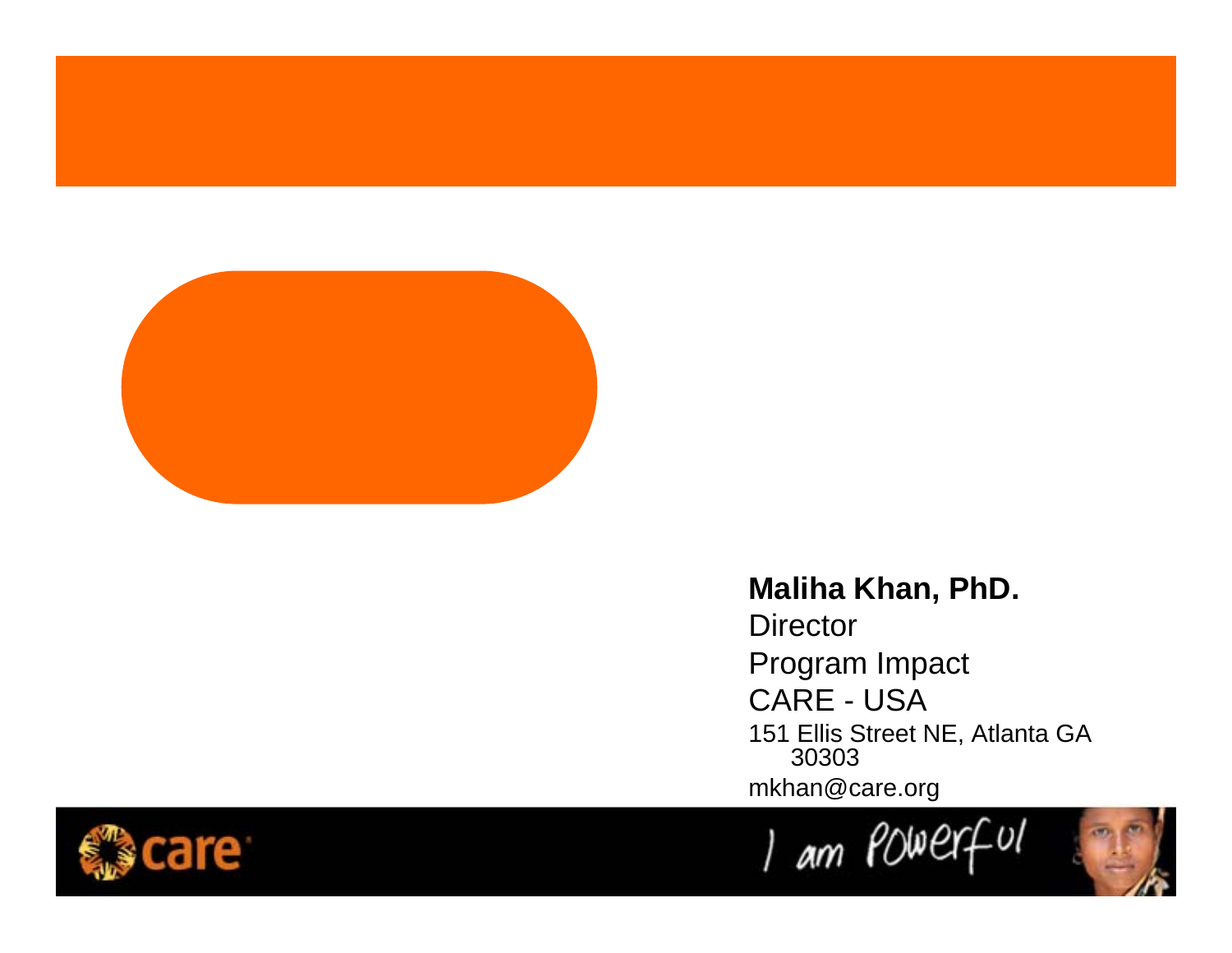**Maliha Khan, PhD.**

Director

Program Impact

CARE - USA

151 Ellis Street NE, Atlanta GA 30303

mkhan@care.org

care

I am powerful